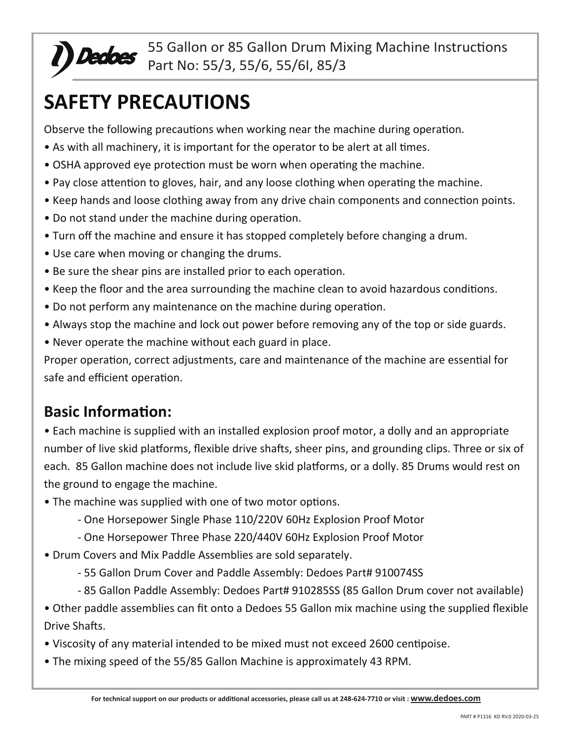Dedoes 55 Gallon or 85 Gallon Drum Mixing Machine Instructions
Part No: 55/3, 55/6, 55/6I, 85/3

# SAFETY PRECAUTIONS

Observe the following precautions when working near the machine during operation.

- As with all machinery, it is important for the operator to be alert at all times.
- OSHA approved eye protection must be worn when operating the machine.
- Pay close attention to gloves, hair, and any loose clothing when operating the machine.
- Keep hands and loose clothing away from any drive chain components and connection points.
- Do not stand under the machine during operation.
- Turn off the machine and ensure it has stopped completely before changing a drum.
- Use care when moving or changing the drums.
- Be sure the shear pins are installed prior to each operation.
- Keep the floor and the area surrounding the machine clean to avoid hazardous conditions.
- Do not perform any maintenance on the machine during operation.
- Always stop the machine and lock out power before removing any of the top or side guards.
- Never operate the machine without each guard in place.

Proper operation, correct adjustments, care and maintenance of the machine are essential for safe and efficient operation.

## Basic Information:

- Each machine is supplied with an installed explosion proof motor, a dolly and an appropriate number of live skid platforms, flexible drive shafts, sheer pins, and grounding clips. Three or six of each. 85 Gallon machine does not include live skid platforms, or a dolly. 85 Drums would rest on the ground to engage the machine.
- The machine was supplied with one of two motor options.
  - One Horsepower Single Phase 110/220V 60Hz Explosion Proof Motor
  - One Horsepower Three Phase 220/440V 60Hz Explosion Proof Motor
- Drum Covers and Mix Paddle Assemblies are sold separately.
  - 55 Gallon Drum Cover and Paddle Assembly: Dedoes Part# 910074SS
  - 85 Gallon Paddle Assembly: Dedoes Part# 910285SS (85 Gallon Drum cover not available)
- Other paddle assemblies can fit onto a Dedoes 55 Gallon mix machine using the supplied flexible Drive Shafts.
- Viscosity of any material intended to be mixed must not exceed 2600 centipoise.
- The mixing speed of the 55/85 Gallon Machine is approximately 43 RPM.

For technical support on our products or additional accessories, please call us at 248-624-7710 or visit : www.dedoes.com

PART # P1316 KD RV.0 2020-03-25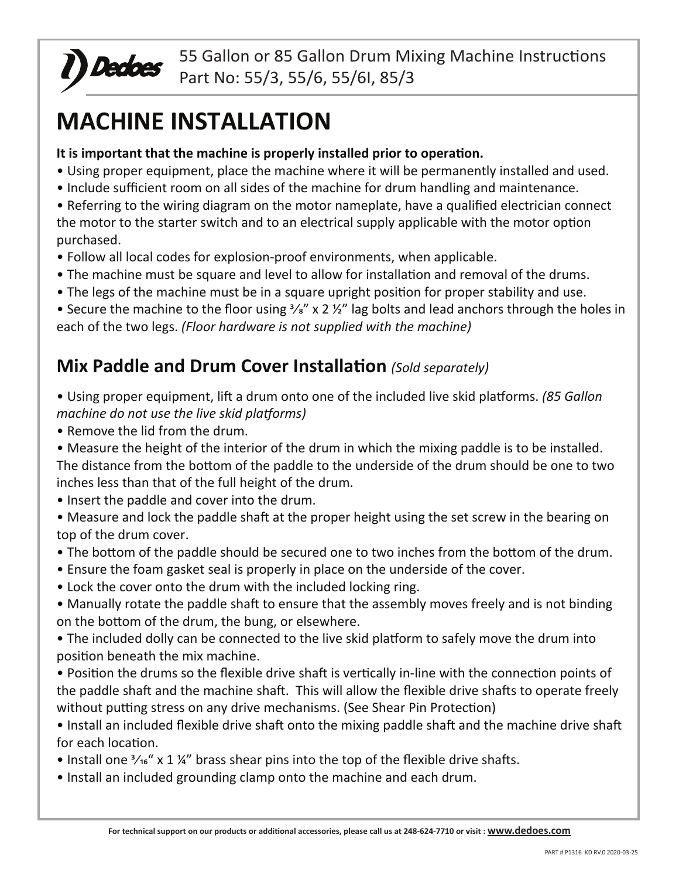55 Gallon or 85 Gallon Drum Mixing Machine Instructions
Part No: 55/3, 55/6, 55/6I, 85/3

# MACHINE INSTALLATION

**It is important that the machine is properly installed prior to operation.**

- Using proper equipment, place the machine where it will be permanently installed and used.
- Include sufficient room on all sides of the machine for drum handling and maintenance.
- Referring to the wiring diagram on the motor nameplate, have a qualified electrician connect the motor to the starter switch and to an electrical supply applicable with the motor option purchased.
- Follow all local codes for explosion-proof environments, when applicable.
- The machine must be square and level to allow for installation and removal of the drums.
- The legs of the machine must be in a square upright position for proper stability and use.
- Secure the machine to the floor using ⅜" x 2 ½" lag bolts and lead anchors through the holes in each of the two legs. *(Floor hardware is not supplied with the machine)*

## Mix Paddle and Drum Cover Installation *(Sold separately)*

- Using proper equipment, lift a drum onto one of the included live skid platforms. *(85 Gallon machine do not use the live skid platforms)*
- Remove the lid from the drum.
- Measure the height of the interior of the drum in which the mixing paddle is to be installed. The distance from the bottom of the paddle to the underside of the drum should be one to two inches less than that of the full height of the drum.
- Insert the paddle and cover into the drum.
- Measure and lock the paddle shaft at the proper height using the set screw in the bearing on top of the drum cover.
- The bottom of the paddle should be secured one to two inches from the bottom of the drum.
- Ensure the foam gasket seal is properly in place on the underside of the cover.
- Lock the cover onto the drum with the included locking ring.
- Manually rotate the paddle shaft to ensure that the assembly moves freely and is not binding on the bottom of the drum, the bung, or elsewhere.
- The included dolly can be connected to the live skid platform to safely move the drum into position beneath the mix machine.
- Position the drums so the flexible drive shaft is vertically in-line with the connection points of the paddle shaft and the machine shaft. This will allow the flexible drive shafts to operate freely without putting stress on any drive mechanisms. (See Shear Pin Protection)
- Install an included flexible drive shaft onto the mixing paddle shaft and the machine drive shaft for each location.
- Install one ³⁄₁₆" x 1 ¼" brass shear pins into the top of the flexible drive shafts.
- Install an included grounding clamp onto the machine and each drum.

**For technical support on our products or additional accessories, please call us at 248-624-7710 or visit : www.dedoes.com**

PART # P1316 KD RV.0 2020-03-25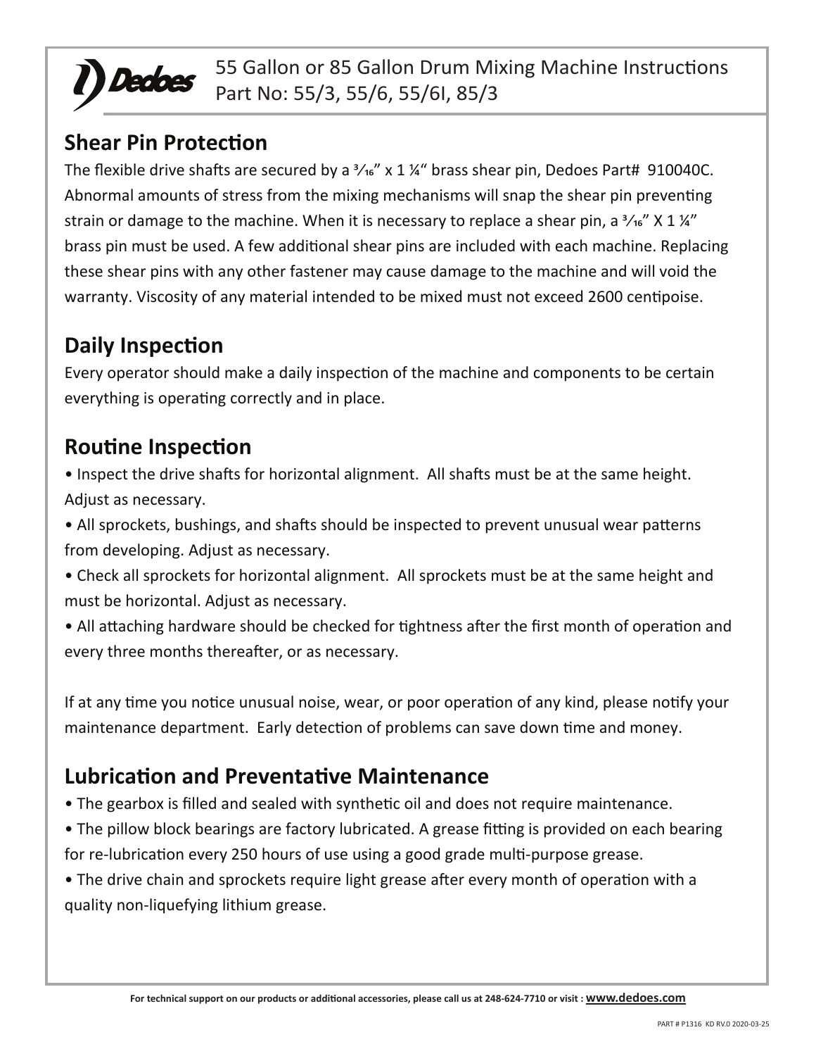# 55 Gallon or 85 Gallon Drum Mixing Machine Instructions
Part No: 55/3, 55/6, 55/6I, 85/3

## Shear Pin Protection

The flexible drive shafts are secured by a 3⁄16" x 1 ¼" brass shear pin, Dedoes Part# 910040C. Abnormal amounts of stress from the mixing mechanisms will snap the shear pin preventing strain or damage to the machine. When it is necessary to replace a shear pin, a 3⁄16" X 1 ¼" brass pin must be used. A few additional shear pins are included with each machine. Replacing these shear pins with any other fastener may cause damage to the machine and will void the warranty. Viscosity of any material intended to be mixed must not exceed 2600 centipoise.

## Daily Inspection

Every operator should make a daily inspection of the machine and components to be certain everything is operating correctly and in place.

## Routine Inspection

- Inspect the drive shafts for horizontal alignment. All shafts must be at the same height. Adjust as necessary.
- All sprockets, bushings, and shafts should be inspected to prevent unusual wear patterns from developing. Adjust as necessary.
- Check all sprockets for horizontal alignment. All sprockets must be at the same height and must be horizontal. Adjust as necessary.
- All attaching hardware should be checked for tightness after the first month of operation and every three months thereafter, or as necessary.

If at any time you notice unusual noise, wear, or poor operation of any kind, please notify your maintenance department. Early detection of problems can save down time and money.

## Lubrication and Preventative Maintenance

- The gearbox is filled and sealed with synthetic oil and does not require maintenance.
- The pillow block bearings are factory lubricated. A grease fitting is provided on each bearing for re-lubrication every 250 hours of use using a good grade multi-purpose grease.
- The drive chain and sprockets require light grease after every month of operation with a quality non-liquefying lithium grease.

**For technical support on our products or additional accessories, please call us at 248-624-7710 or visit : www.dedoes.com**

PART # P1316 KD RV.0 2020-03-25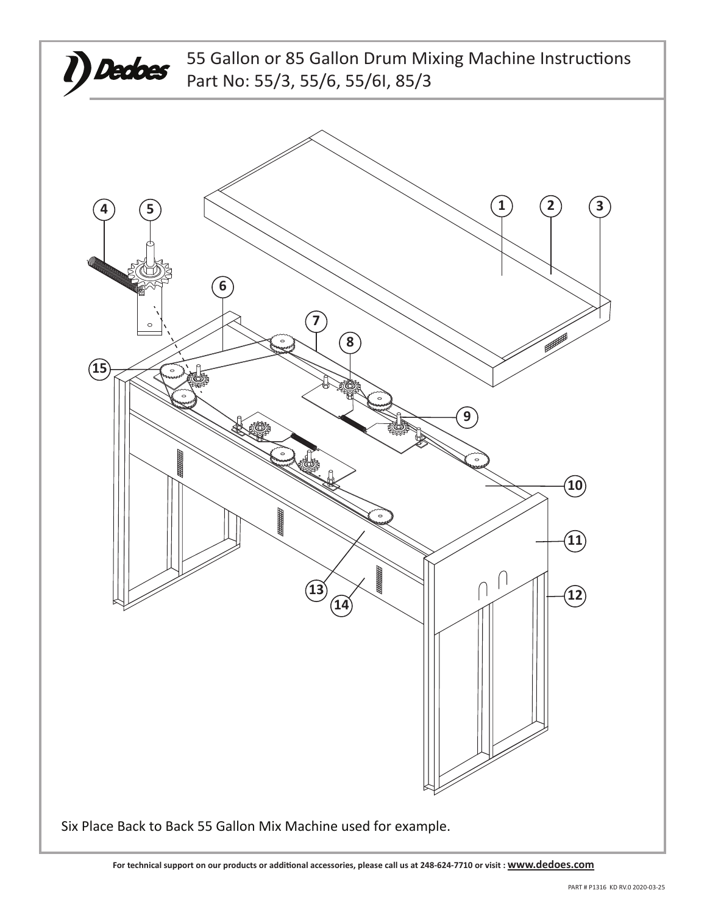# 55 Gallon or 85 Gallon Drum Mixing Machine Instructions

Part No: 55/3, 55/6, 55/6I, 85/3

Six Place Back to Back 55 Gallon Mix Machine used for example.

**For technical support on our products or additional accessories, please call us at 248-624-7710 or visit : www.dedoes.com**

PART # P1316 KD RV.0 2020-03-25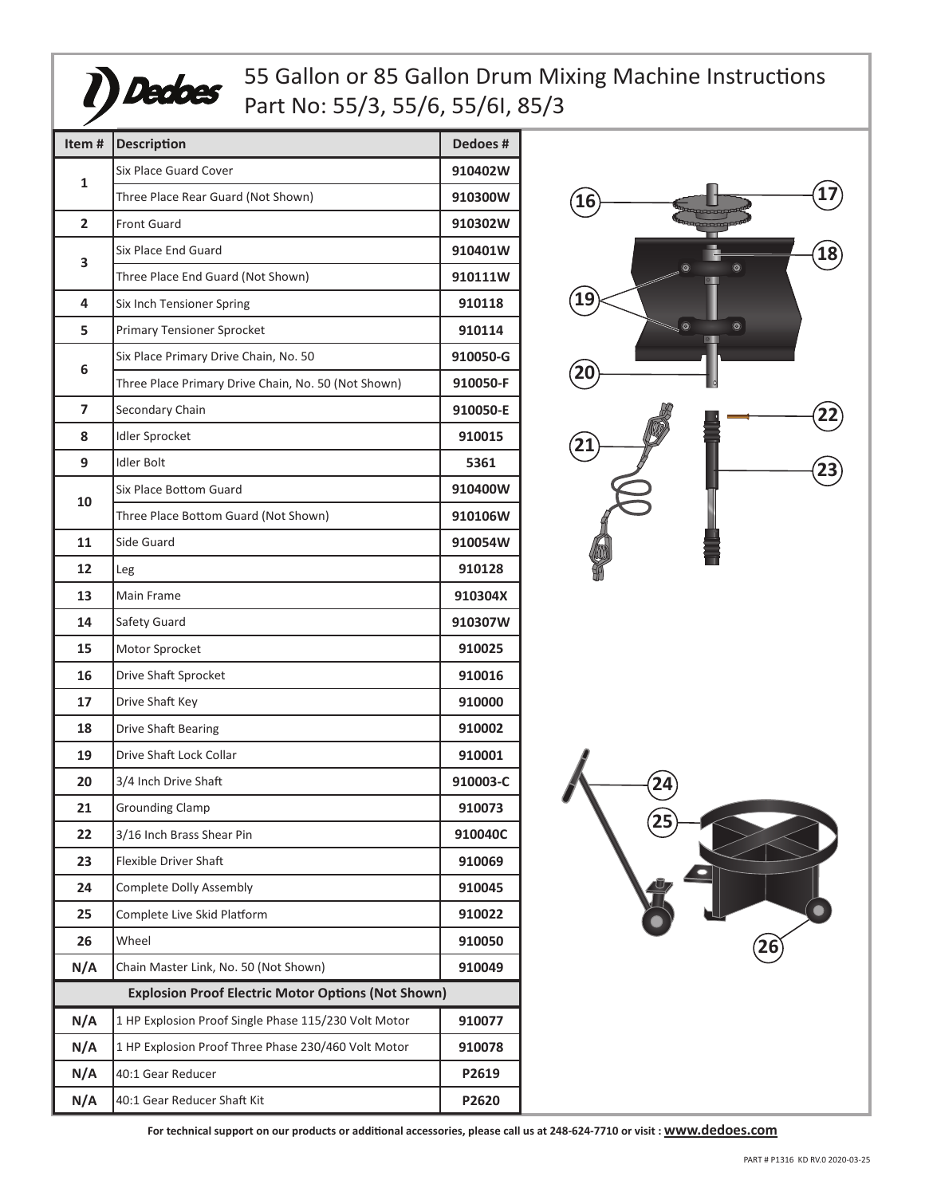# 55 Gallon or 85 Gallon Drum Mixing Machine Instructions
## Part No: 55/3, 55/6, 55/6I, 85/3

| Item # | Description | Dedoes # |
|---|---|---|
| 1 | Six Place Guard Cover | 910402W |
| | Three Place Rear Guard (Not Shown) | 910300W |
| 2 | Front Guard | 910302W |
| 3 | Six Place End Guard | 910401W |
| | Three Place End Guard (Not Shown) | 910111W |
| 4 | Six Inch Tensioner Spring | 910118 |
| 5 | Primary Tensioner Sprocket | 910114 |
| 6 | Six Place Primary Drive Chain, No. 50 | 910050-G |
| | Three Place Primary Drive Chain, No. 50 (Not Shown) | 910050-F |
| 7 | Secondary Chain | 910050-E |
| 8 | Idler Sprocket | 910015 |
| 9 | Idler Bolt | 5361 |
| 10 | Six Place Bottom Guard | 910400W |
| | Three Place Bottom Guard (Not Shown) | 910106W |
| 11 | Side Guard | 910054W |
| 12 | Leg | 910128 |
| 13 | Main Frame | 910304X |
| 14 | Safety Guard | 910307W |
| 15 | Motor Sprocket | 910025 |
| 16 | Drive Shaft Sprocket | 910016 |
| 17 | Drive Shaft Key | 910000 |
| 18 | Drive Shaft Bearing | 910002 |
| 19 | Drive Shaft Lock Collar | 910001 |
| 20 | 3/4 Inch Drive Shaft | 910003-C |
| 21 | Grounding Clamp | 910073 |
| 22 | 3/16 Inch Brass Shear Pin | 910040C |
| 23 | Flexible Driver Shaft | 910069 |
| 24 | Complete Dolly Assembly | 910045 |
| 25 | Complete Live Skid Platform | 910022 |
| 26 | Wheel | 910050 |
| N/A | Chain Master Link, No. 50 (Not Shown) | 910049 |
| **Explosion Proof Electric Motor Options (Not Shown)** | | |
| N/A | 1 HP Explosion Proof Single Phase 115/230 Volt Motor | 910077 |
| N/A | 1 HP Explosion Proof Three Phase 230/460 Volt Motor | 910078 |
| N/A | 40:1 Gear Reducer | P2619 |
| N/A | 40:1 Gear Reducer Shaft Kit | P2620 |

16 17 18 19 20 21 22 23 24 25 26

**For technical support on our products or additional accessories, please call us at 248-624-7710 or visit : www.dedoes.com**

PART # P1316 KD RV.0 2020-03-25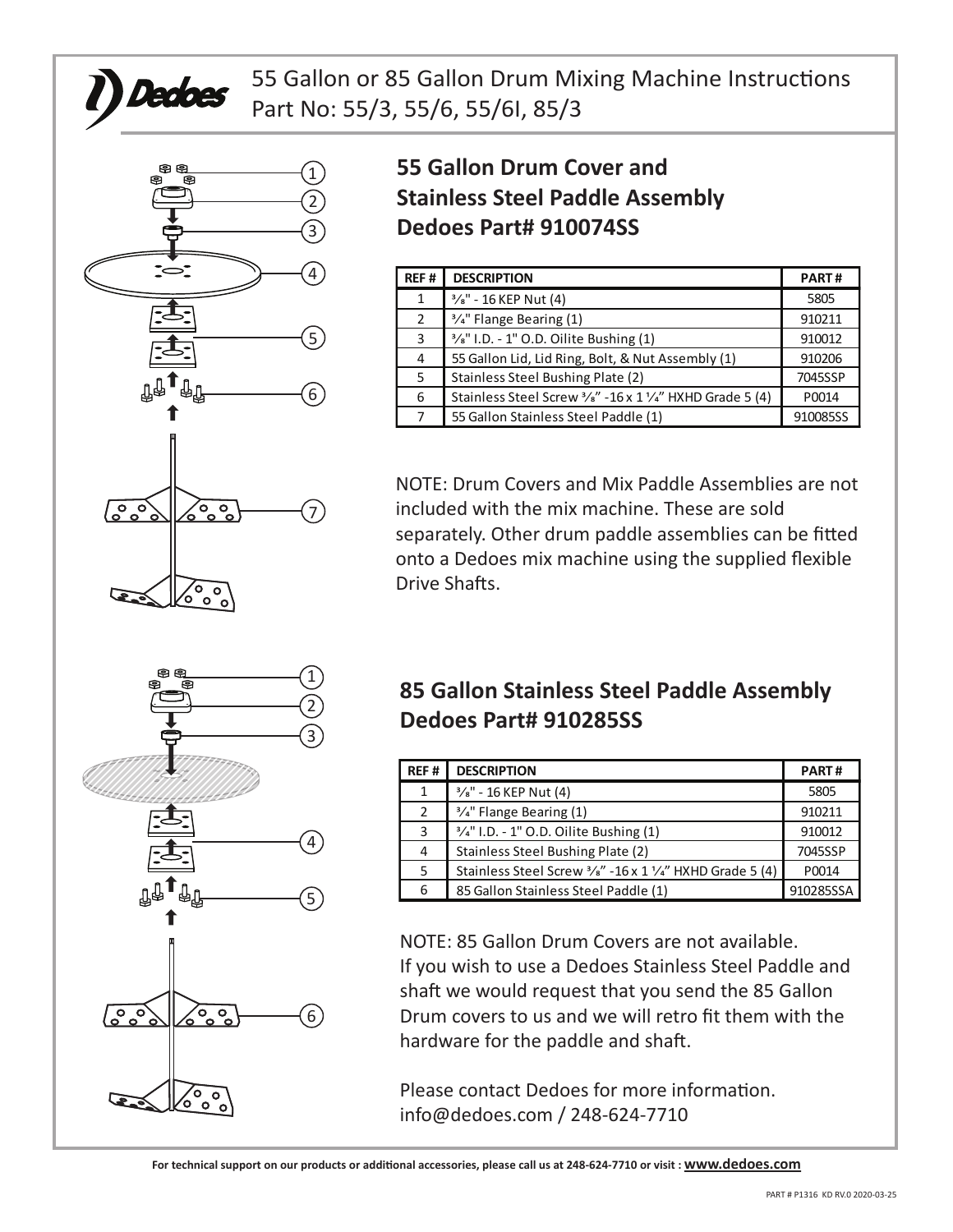# 55 Gallon or 85 Gallon Drum Mixing Machine Instructions
Part No: 55/3, 55/6, 55/6I, 85/3

## 55 Gallon Drum Cover and Stainless Steel Paddle Assembly Dedoes Part# 910074SS

| REF # | DESCRIPTION | PART # |
|---|---|---|
| 1 | ⅜" - 16 KEP Nut (4) | 5805 |
| 2 | ¾" Flange Bearing (1) | 910211 |
| 3 | ⅜" I.D. - 1" O.D. Oilite Bushing (1) | 910012 |
| 4 | 55 Gallon Lid, Lid Ring, Bolt, & Nut Assembly (1) | 910206 |
| 5 | Stainless Steel Bushing Plate (2) | 7045SSP |
| 6 | Stainless Steel Screw ⅜" -16 x 1 ¼" HXHD Grade 5 (4) | P0014 |
| 7 | 55 Gallon Stainless Steel Paddle (1) | 910085SS |

NOTE: Drum Covers and Mix Paddle Assemblies are not included with the mix machine. These are sold separately. Other drum paddle assemblies can be fitted onto a Dedoes mix machine using the supplied flexible Drive Shafts.

## 85 Gallon Stainless Steel Paddle Assembly Dedoes Part# 910285SS

| REF # | DESCRIPTION | PART # |
|---|---|---|
| 1 | ⅜" - 16 KEP Nut (4) | 5805 |
| 2 | ¾" Flange Bearing (1) | 910211 |
| 3 | ¾" I.D. - 1" O.D. Oilite Bushing (1) | 910012 |
| 4 | Stainless Steel Bushing Plate (2) | 7045SSP |
| 5 | Stainless Steel Screw ⅜" -16 x 1 ¼" HXHD Grade 5 (4) | P0014 |
| 6 | 85 Gallon Stainless Steel Paddle (1) | 910285SSA |

NOTE: 85 Gallon Drum Covers are not available. If you wish to use a Dedoes Stainless Steel Paddle and shaft we would request that you send the 85 Gallon Drum covers to us and we will retro fit them with the hardware for the paddle and shaft.

Please contact Dedoes for more information.
info@dedoes.com / 248-624-7710

**For technical support on our products or additional accessories, please call us at 248-624-7710 or visit : www.dedoes.com**

PART # P1316 KD RV.0 2020-03-25